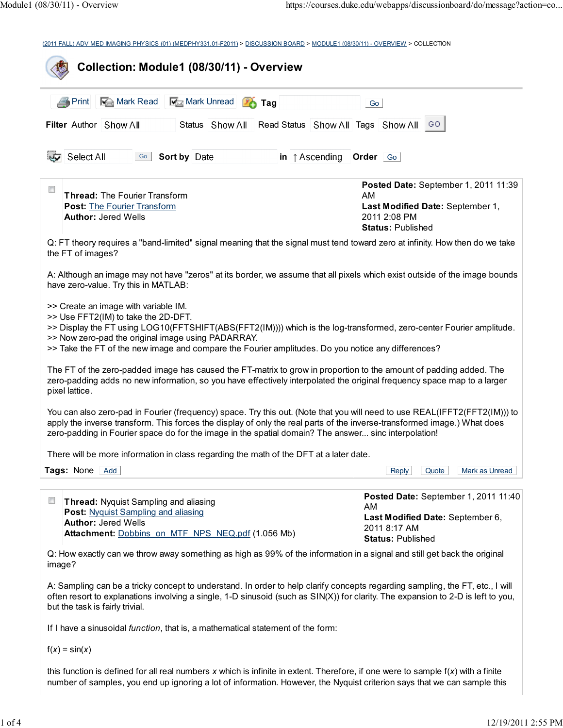(2011 FALL) ADV MED IMAGING PHYSICS (01) (MEDPHY331.01-F2011) > DISCUSSION BOARD > MODULE1 (08/30/11) - OVERVIEW > COLLECTION

# Collection: Module1 (08/30/11) - Overview

Print | Mark Read | Mark Unread | Tag [ ] Go

**Filter** Author Show All | Status Show All | Read Status Show All | Tags Show All | GO

Select All Go | **Sort by** Date **in** ↑ Ascending **Order** Go

---

**Thread:** The Fourier Transform
**Post:** The Fourier Transform
**Author:** Jered Wells

**Posted Date:** September 1, 2011 11:39 AM
**Last Modified Date:** September 1, 2011 2:08 PM
**Status:** Published

Q: FT theory requires a "band-limited" signal meaning that the signal must tend toward zero at infinity. How then do we take the FT of images?

A: Although an image may not have "zeros" at its border, we assume that all pixels which exist outside of the image bounds have zero-value. Try this in MATLAB:

>> Create an image with variable IM.
>> Use FFT2(IM) to take the 2D-DFT.
>> Display the FT using LOG10(FFTSHIFT(ABS(FFT2(IM)))) which is the log-transformed, zero-center Fourier amplitude.
>> Now zero-pad the original image using PADARRAY.
>> Take the FT of the new image and compare the Fourier amplitudes. Do you notice any differences?

The FT of the zero-padded image has caused the FT-matrix to grow in proportion to the amount of padding added. The zero-padding adds no new information, so you have effectively interpolated the original frequency space map to a larger pixel lattice.

You can also zero-pad in Fourier (frequency) space. Try this out. (Note that you will need to use REAL(IFFT2(FFT2(IM))) to apply the inverse transform. This forces the display of only the real parts of the inverse-transformed image.) What does zero-padding in Fourier space do for the image in the spatial domain? The answer... sinc interpolation!

There will be more information in class regarding the math of the DFT at a later date.

**Tags:** None Add | Reply | Quote | Mark as Unread

---

**Thread:** Nyquist Sampling and aliasing
**Post:** Nyquist Sampling and aliasing
**Author:** Jered Wells
**Attachment:** Dobbins_on_MTF_NPS_NEQ.pdf (1.056 Mb)

**Posted Date:** September 1, 2011 11:40 AM
**Last Modified Date:** September 6, 2011 8:17 AM
**Status:** Published

Q: How exactly can we throw away something as high as 99% of the information in a signal and still get back the original image?

A: Sampling can be a tricky concept to understand. In order to help clarify concepts regarding sampling, the FT, etc., I will often resort to explanations involving a single, 1-D sinusoid (such as SIN(X)) for clarity. The expansion to 2-D is left to you, but the task is fairly trivial.

If I have a sinusoidal *function*, that is, a mathematical statement of the form:

$f(x) = \sin(x)$

this function is defined for all real numbers $x$ which is infinite in extent. Therefore, if one were to sample $f(x)$ with a finite number of samples, you end up ignoring a lot of information. However, the Nyquist criterion says that we can sample this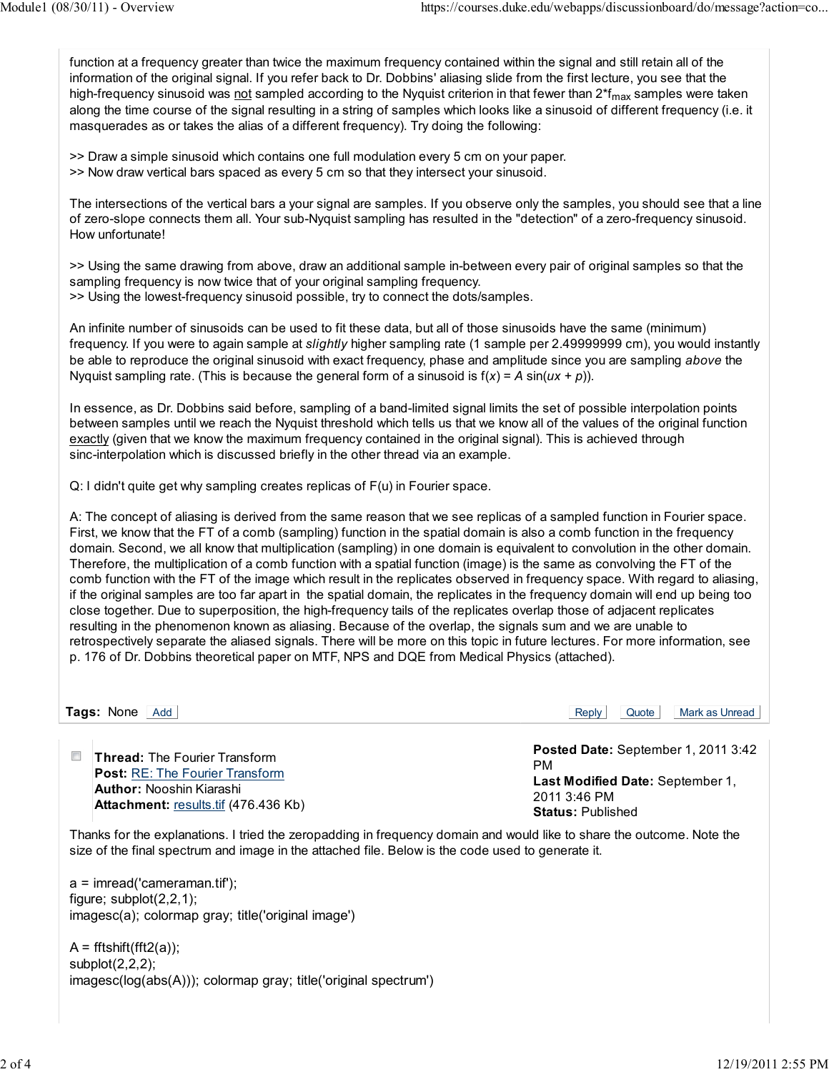function at a frequency greater than twice the maximum frequency contained within the signal and still retain all of the information of the original signal. If you refer back to Dr. Dobbins' aliasing slide from the first lecture, you see that the high-frequency sinusoid was not sampled according to the Nyquist criterion in that fewer than $2 * f_{max}$ samples were taken along the time course of the signal resulting in a string of samples which looks like a sinusoid of different frequency (i.e. it masquerades as or takes the alias of a different frequency). Try doing the following:

>> Draw a simple sinusoid which contains one full modulation every 5 cm on your paper.
>> Now draw vertical bars spaced as every 5 cm so that they intersect your sinusoid.

The intersections of the vertical bars a your signal are samples. If you observe only the samples, you should see that a line of zero-slope connects them all. Your sub-Nyquist sampling has resulted in the "detection" of a zero-frequency sinusoid. How unfortunate!

>> Using the same drawing from above, draw an additional sample in-between every pair of original samples so that the sampling frequency is now twice that of your original sampling frequency.
>> Using the lowest-frequency sinusoid possible, try to connect the dots/samples.

An infinite number of sinusoids can be used to fit these data, but all of those sinusoids have the same (minimum) frequency. If you were to again sample at *slightly* higher sampling rate (1 sample per 2.49999999 cm), you would instantly be able to reproduce the original sinusoid with exact frequency, phase and amplitude since you are sampling *above* the Nyquist sampling rate. (This is because the general form of a sinusoid is $f(x) = A \sin(ux + p)$).

In essence, as Dr. Dobbins said before, sampling of a band-limited signal limits the set of possible interpolation points between samples until we reach the Nyquist threshold which tells us that we know all of the values of the original function exactly (given that we know the maximum frequency contained in the original signal). This is achieved through sinc-interpolation which is discussed briefly in the other thread via an example.

Q: I didn't quite get why sampling creates replicas of F(u) in Fourier space.

A: The concept of aliasing is derived from the same reason that we see replicas of a sampled function in Fourier space. First, we know that the FT of a comb (sampling) function in the spatial domain is also a comb function in the frequency domain. Second, we all know that multiplication (sampling) in one domain is equivalent to convolution in the other domain. Therefore, the multiplication of a comb function with a spatial function (image) is the same as convolving the FT of the comb function with the FT of the image which result in the replicates observed in frequency space. With regard to aliasing, if the original samples are too far apart in the spatial domain, the replicates in the frequency domain will end up being too close together. Due to superposition, the high-frequency tails of the replicates overlap those of adjacent replicates resulting in the phenomenon known as aliasing. Because of the overlap, the signals sum and we are unable to retrospectively separate the aliased signals. There will be more on this topic in future lectures. For more information, see p. 176 of Dr. Dobbins theoretical paper on MTF, NPS and DQE from Medical Physics (attached).

**Tags:** None Add

Reply Quote Mark as Unread

---

**Thread:** The Fourier Transform
**Post:** RE: The Fourier Transform
**Author:** Nooshin Kiarashi
**Attachment:** results.tif (476.436 Kb)

**Posted Date:** September 1, 2011 3:42 PM
**Last Modified Date:** September 1, 2011 3:46 PM
**Status:** Published

Thanks for the explanations. I tried the zeropadding in frequency domain and would like to share the outcome. Note the size of the final spectrum and image in the attached file. Below is the code used to generate it.

```
a = imread('cameraman.tif');
figure; subplot(2,2,1);
imagesc(a); colormap gray; title('original image')

A = fftshift(fft2(a));
subplot(2,2,2);
imagesc(log(abs(A))); colormap gray; title('original spectrum')
```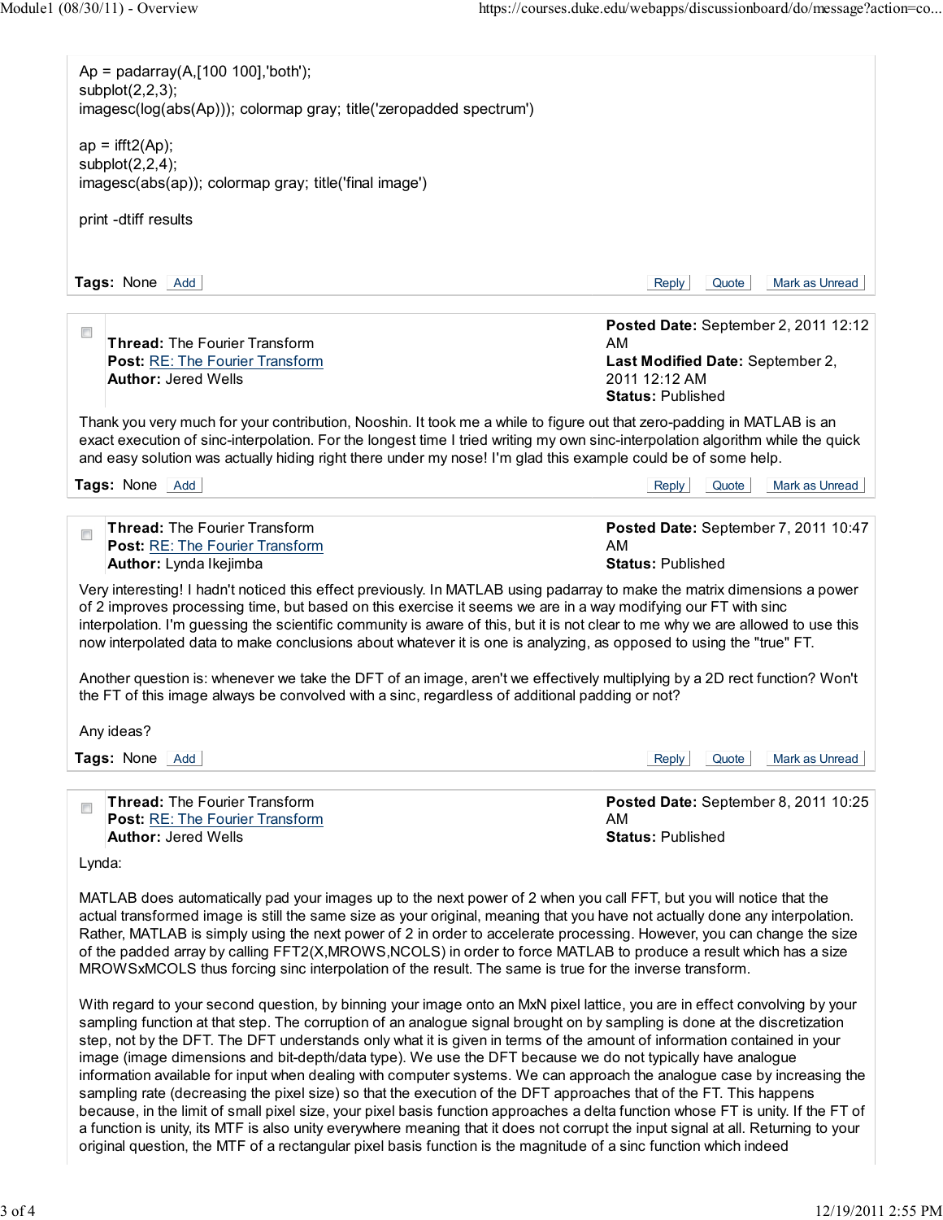```
Ap = padarray(A,[100 100],'both');
subplot(2,2,3);
imagesc(log(abs(Ap))); colormap gray; title('zeropadded spectrum')

ap = ifft2(Ap);
subplot(2,2,4);
imagesc(abs(ap)); colormap gray; title('final image')

print -dtiff results
```

**Tags:** None Add

Reply Quote Mark as Unread

---

**Thread:** The Fourier Transform
**Post:** RE: The Fourier Transform
**Author:** Jered Wells

**Posted Date:** September 2, 2011 12:12 AM
**Last Modified Date:** September 2, 2011 12:12 AM
**Status:** Published

Thank you very much for your contribution, Nooshin. It took me a while to figure out that zero-padding in MATLAB is an exact execution of sinc-interpolation. For the longest time I tried writing my own sinc-interpolation algorithm while the quick and easy solution was actually hiding right there under my nose! I'm glad this example could be of some help.

**Tags:** None Add

Reply Quote Mark as Unread

---

**Thread:** The Fourier Transform
**Post:** RE: The Fourier Transform
**Author:** Lynda Ikejimba

**Posted Date:** September 7, 2011 10:47 AM
**Status:** Published

Very interesting! I hadn't noticed this effect previously. In MATLAB using padarray to make the matrix dimensions a power of 2 improves processing time, but based on this exercise it seems we are in a way modifying our FT with sinc interpolation. I'm guessing the scientific community is aware of this, but it is not clear to me why we are allowed to use this now interpolated data to make conclusions about whatever it is one is analyzing, as opposed to using the "true" FT.

Another question is: whenever we take the DFT of an image, aren't we effectively multiplying by a 2D rect function? Won't the FT of this image always be convolved with a sinc, regardless of additional padding or not?

Any ideas?

**Tags:** None Add

Reply Quote Mark as Unread

---

**Thread:** The Fourier Transform
**Post:** RE: The Fourier Transform
**Author:** Jered Wells

**Posted Date:** September 8, 2011 10:25 AM
**Status:** Published

Lynda:

MATLAB does automatically pad your images up to the next power of 2 when you call FFT, but you will notice that the actual transformed image is still the same size as your original, meaning that you have not actually done any interpolation. Rather, MATLAB is simply using the next power of 2 in order to accelerate processing. However, you can change the size of the padded array by calling FFT2(X,MROWS,NCOLS) in order to force MATLAB to produce a result which has a size MROWSxMCOLS thus forcing sinc interpolation of the result. The same is true for the inverse transform.

With regard to your second question, by binning your image onto an MxN pixel lattice, you are in effect convolving by your sampling function at that step. The corruption of an analogue signal brought on by sampling is done at the discretization step, not by the DFT. The DFT understands only what it is given in terms of the amount of information contained in your image (image dimensions and bit-depth/data type). We use the DFT because we do not typically have analogue information available for input when dealing with computer systems. We can approach the analogue case by increasing the sampling rate (decreasing the pixel size) so that the execution of the DFT approaches that of the FT. This happens because, in the limit of small pixel size, your pixel basis function approaches a delta function whose FT is unity. If the FT of a function is unity, its MTF is also unity everywhere meaning that it does not corrupt the input signal at all. Returning to your original question, the MTF of a rectangular pixel basis function is the magnitude of a sinc function which indeed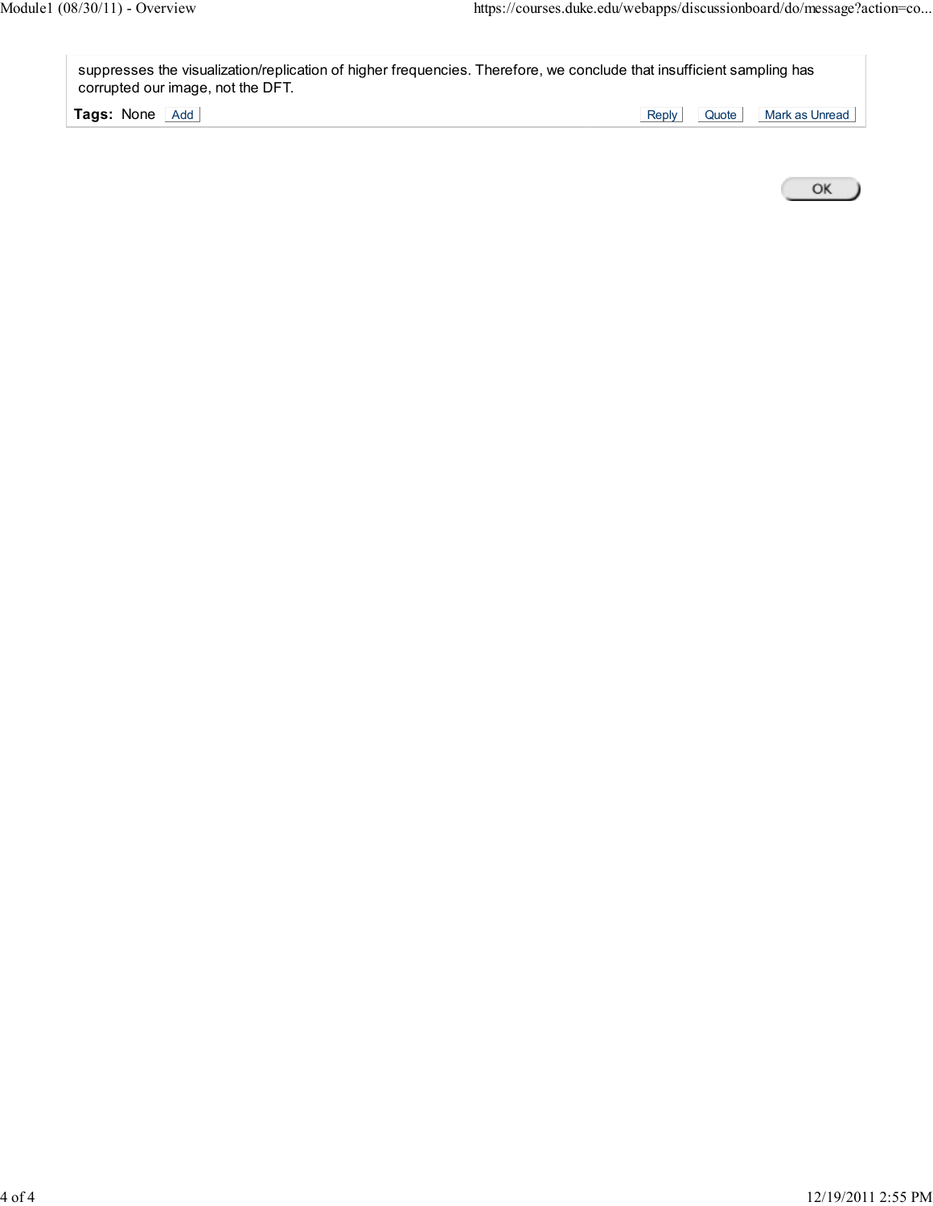suppresses the visualization/replication of higher frequencies. Therefore, we conclude that insufficient sampling has corrupted our image, not the DFT.

**Tags:** None Add Reply Quote Mark as Unread

OK